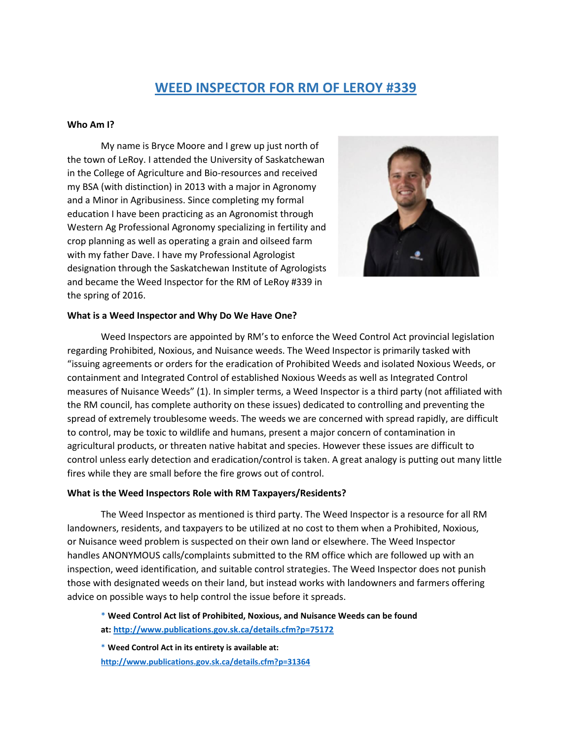# [WEED INSPECTOR FOR RM OF LEROY #339]

**Who Am I?**

My name is Bryce Moore and I grew up just north of the town of LeRoy. I attended the University of Saskatchewan in the College of Agriculture and Bio-resources and received my BSA (with distinction) in 2013 with a major in Agronomy and a Minor in Agribusiness. Since completing my formal education I have been practicing as an Agronomist through Western Ag Professional Agronomy specializing in fertility and crop planning as well as operating a grain and oilseed farm with my father Dave. I have my Professional Agrologist designation through the Saskatchewan Institute of Agrologists and became the Weed Inspector for the RM of LeRoy #339 in the spring of 2016.

**What is a Weed Inspector and Why Do We Have One?**

Weed Inspectors are appointed by RM's to enforce the Weed Control Act provincial legislation regarding Prohibited, Noxious, and Nuisance weeds. The Weed Inspector is primarily tasked with "issuing agreements or orders for the eradication of Prohibited Weeds and isolated Noxious Weeds, or containment and Integrated Control of established Noxious Weeds as well as Integrated Control measures of Nuisance Weeds" (1). In simpler terms, a Weed Inspector is a third party (not affiliated with the RM council, has complete authority on these issues) dedicated to controlling and preventing the spread of extremely troublesome weeds. The weeds we are concerned with spread rapidly, are difficult to control, may be toxic to wildlife and humans, present a major concern of contamination in agricultural products, or threaten native habitat and species. However these issues are difficult to control unless early detection and eradication/control is taken. A great analogy is putting out many little fires while they are small before the fire grows out of control.

**What is the Weed Inspectors Role with RM Taxpayers/Residents?**

The Weed Inspector as mentioned is third party. The Weed Inspector is a resource for all RM landowners, residents, and taxpayers to be utilized at no cost to them when a Prohibited, Noxious, or Nuisance weed problem is suspected on their own land or elsewhere. The Weed Inspector handles ANONYMOUS calls/complaints submitted to the RM office which are followed up with an inspection, weed identification, and suitable control strategies. The Weed Inspector does not punish those with designated weeds on their land, but instead works with landowners and farmers offering advice on possible ways to help control the issue before it spreads.

- **Weed Control Act list of Prohibited, Noxious, and Nuisance Weeds can be found at: [http://www.publications.gov.sk.ca/details.cfm?p=75172](http://www.publications.gov.sk.ca/details.cfm?p=75172)**
- **Weed Control Act in its entirety is available at: [http://www.publications.gov.sk.ca/details.cfm?p=31364](http://www.publications.gov.sk.ca/details.cfm?p=31364)**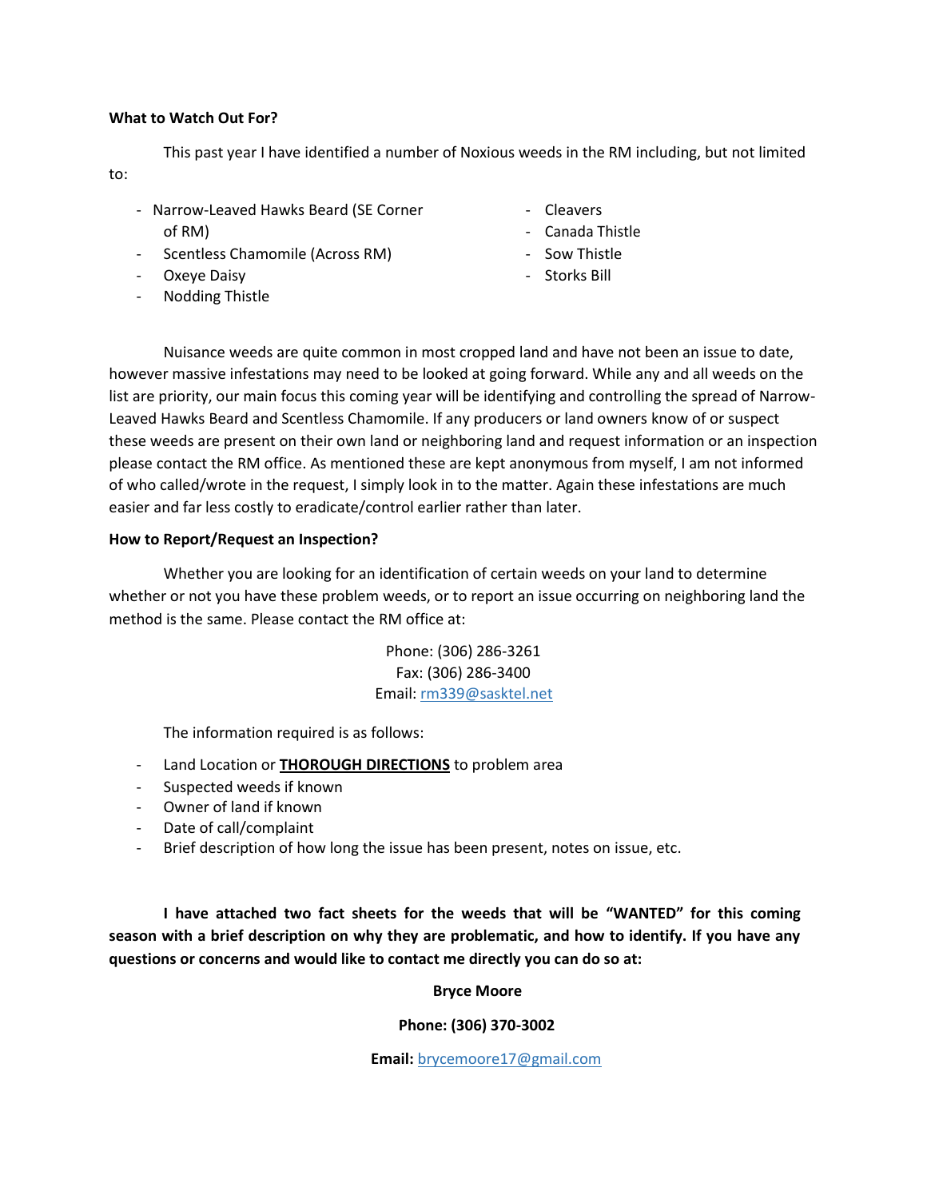**What to Watch Out For?**

This past year I have identified a number of Noxious weeds in the RM including, but not limited to:

- Narrow-Leaved Hawks Beard (SE Corner of RM)
- Scentless Chamomile (Across RM)
- Oxeye Daisy
- Nodding Thistle
- Cleavers
- Canada Thistle
- Sow Thistle
- Storks Bill

Nuisance weeds are quite common in most cropped land and have not been an issue to date, however massive infestations may need to be looked at going forward. While any and all weeds on the list are priority, our main focus this coming year will be identifying and controlling the spread of Narrow-Leaved Hawks Beard and Scentless Chamomile. If any producers or land owners know of or suspect these weeds are present on their own land or neighboring land and request information or an inspection please contact the RM office. As mentioned these are kept anonymous from myself, I am not informed of who called/wrote in the request, I simply look in to the matter. Again these infestations are much easier and far less costly to eradicate/control earlier rather than later.

**How to Report/Request an Inspection?**

Whether you are looking for an identification of certain weeds on your land to determine whether or not you have these problem weeds, or to report an issue occurring on neighboring land the method is the same. Please contact the RM office at:

Phone: (306) 286-3261
Fax: (306) 286-3400
Email: rm339@sasktel.net

The information required is as follows:

- Land Location or **THOROUGH DIRECTIONS** to problem area
- Suspected weeds if known
- Owner of land if known
- Date of call/complaint
- Brief description of how long the issue has been present, notes on issue, etc.

**I have attached two fact sheets for the weeds that will be "WANTED" for this coming season with a brief description on why they are problematic, and how to identify. If you have any questions or concerns and would like to contact me directly you can do so at:**

**Bryce Moore**

**Phone: (306) 370-3002**

**Email:** brycemoore17@gmail.com